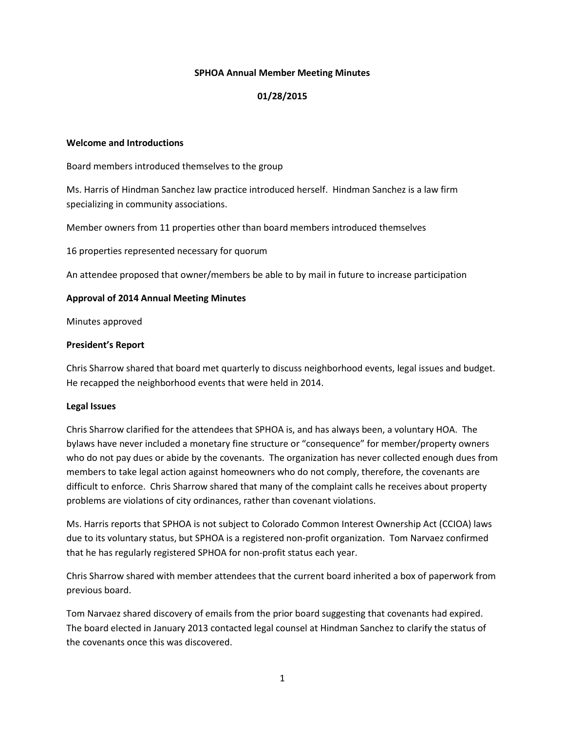**SPHOA Annual Member Meeting Minutes**

**01/28/2015**

**Welcome and Introductions**

Board members introduced themselves to the group

Ms. Harris of Hindman Sanchez law practice introduced herself. Hindman Sanchez is a law firm specializing in community associations.

Member owners from 11 properties other than board members introduced themselves

16 properties represented necessary for quorum

An attendee proposed that owner/members be able to by mail in future to increase participation

**Approval of 2014 Annual Meeting Minutes**

Minutes approved

**President's Report**

Chris Sharrow shared that board met quarterly to discuss neighborhood events, legal issues and budget. He recapped the neighborhood events that were held in 2014.

**Legal Issues**

Chris Sharrow clarified for the attendees that SPHOA is, and has always been, a voluntary HOA. The bylaws have never included a monetary fine structure or "consequence" for member/property owners who do not pay dues or abide by the covenants. The organization has never collected enough dues from members to take legal action against homeowners who do not comply, therefore, the covenants are difficult to enforce. Chris Sharrow shared that many of the complaint calls he receives about property problems are violations of city ordinances, rather than covenant violations.

Ms. Harris reports that SPHOA is not subject to Colorado Common Interest Ownership Act (CCIOA) laws due to its voluntary status, but SPHOA is a registered non-profit organization. Tom Narvaez confirmed that he has regularly registered SPHOA for non-profit status each year.

Chris Sharrow shared with member attendees that the current board inherited a box of paperwork from previous board.

Tom Narvaez shared discovery of emails from the prior board suggesting that covenants had expired. The board elected in January 2013 contacted legal counsel at Hindman Sanchez to clarify the status of the covenants once this was discovered.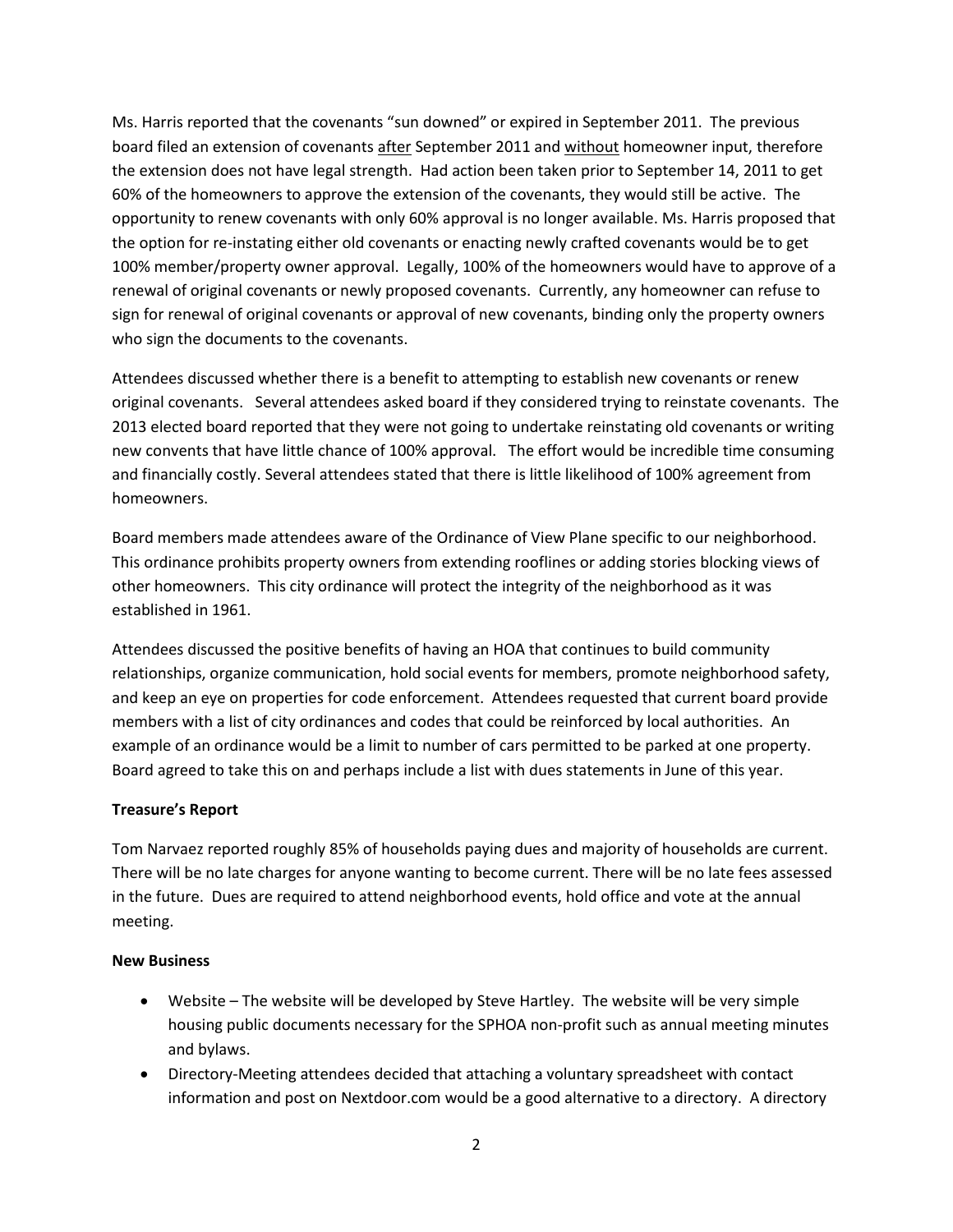Ms. Harris reported that the covenants "sun downed" or expired in September 2011. The previous board filed an extension of covenants after September 2011 and without homeowner input, therefore the extension does not have legal strength. Had action been taken prior to September 14, 2011 to get 60% of the homeowners to approve the extension of the covenants, they would still be active. The opportunity to renew covenants with only 60% approval is no longer available. Ms. Harris proposed that the option for re-instating either old covenants or enacting newly crafted covenants would be to get 100% member/property owner approval. Legally, 100% of the homeowners would have to approve of a renewal of original covenants or newly proposed covenants. Currently, any homeowner can refuse to sign for renewal of original covenants or approval of new covenants, binding only the property owners who sign the documents to the covenants.

Attendees discussed whether there is a benefit to attempting to establish new covenants or renew original covenants. Several attendees asked board if they considered trying to reinstate covenants. The 2013 elected board reported that they were not going to undertake reinstating old covenants or writing new convents that have little chance of 100% approval. The effort would be incredible time consuming and financially costly. Several attendees stated that there is little likelihood of 100% agreement from homeowners.

Board members made attendees aware of the Ordinance of View Plane specific to our neighborhood. This ordinance prohibits property owners from extending rooflines or adding stories blocking views of other homeowners. This city ordinance will protect the integrity of the neighborhood as it was established in 1961.

Attendees discussed the positive benefits of having an HOA that continues to build community relationships, organize communication, hold social events for members, promote neighborhood safety, and keep an eye on properties for code enforcement. Attendees requested that current board provide members with a list of city ordinances and codes that could be reinforced by local authorities. An example of an ordinance would be a limit to number of cars permitted to be parked at one property. Board agreed to take this on and perhaps include a list with dues statements in June of this year.

**Treasure's Report**

Tom Narvaez reported roughly 85% of households paying dues and majority of households are current. There will be no late charges for anyone wanting to become current. There will be no late fees assessed in the future. Dues are required to attend neighborhood events, hold office and vote at the annual meeting.

**New Business**

- Website – The website will be developed by Steve Hartley. The website will be very simple housing public documents necessary for the SPHOA non-profit such as annual meeting minutes and bylaws.
- Directory-Meeting attendees decided that attaching a voluntary spreadsheet with contact information and post on Nextdoor.com would be a good alternative to a directory. A directory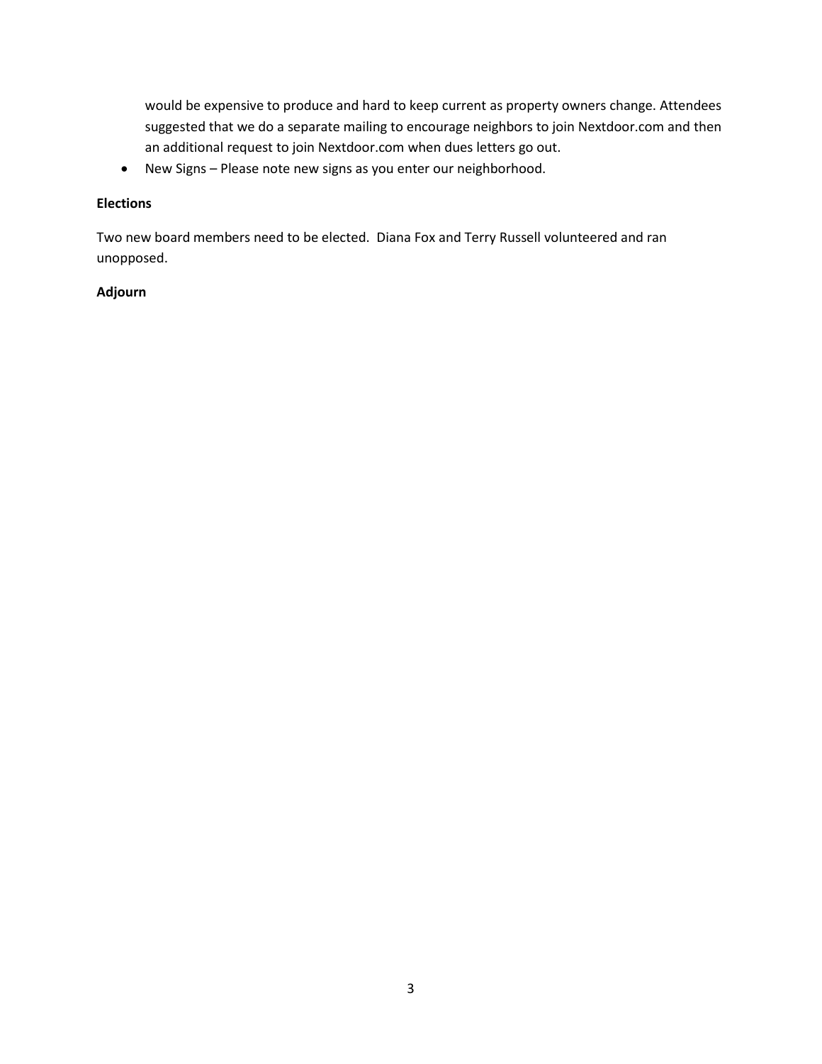would be expensive to produce and hard to keep current as property owners change. Attendees suggested that we do a separate mailing to encourage neighbors to join Nextdoor.com and then an additional request to join Nextdoor.com when dues letters go out.

- New Signs – Please note new signs as you enter our neighborhood.

**Elections**

Two new board members need to be elected. Diana Fox and Terry Russell volunteered and ran unopposed.

**Adjourn**